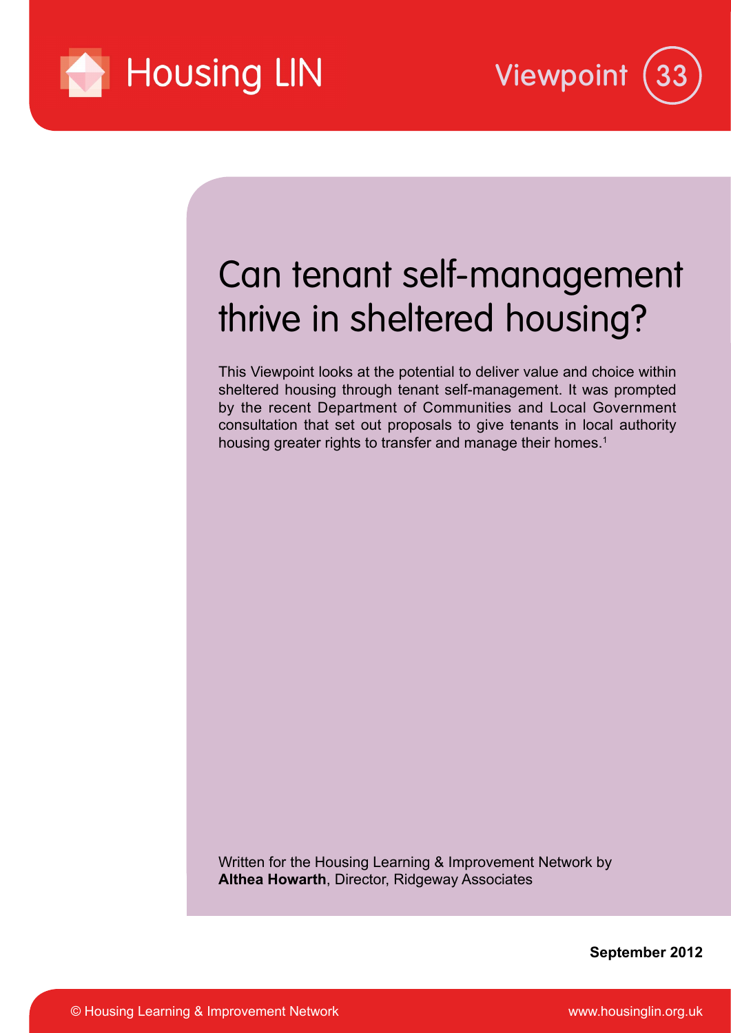Housing LIN

Viewpoint 33

# Can tenant self-management thrive in sheltered housing?

This Viewpoint looks at the potential to deliver value and choice within sheltered housing through tenant self-management. It was prompted by the recent Department of Communities and Local Government consultation that set out proposals to give tenants in local authority housing greater rights to transfer and manage their homes.[1]

Written for the Housing Learning & Improvement Network by
**Althea Howarth**, Director, Ridgeway Associates

**September 2012**

© Housing Learning & Improvement Network

www.housinglin.org.uk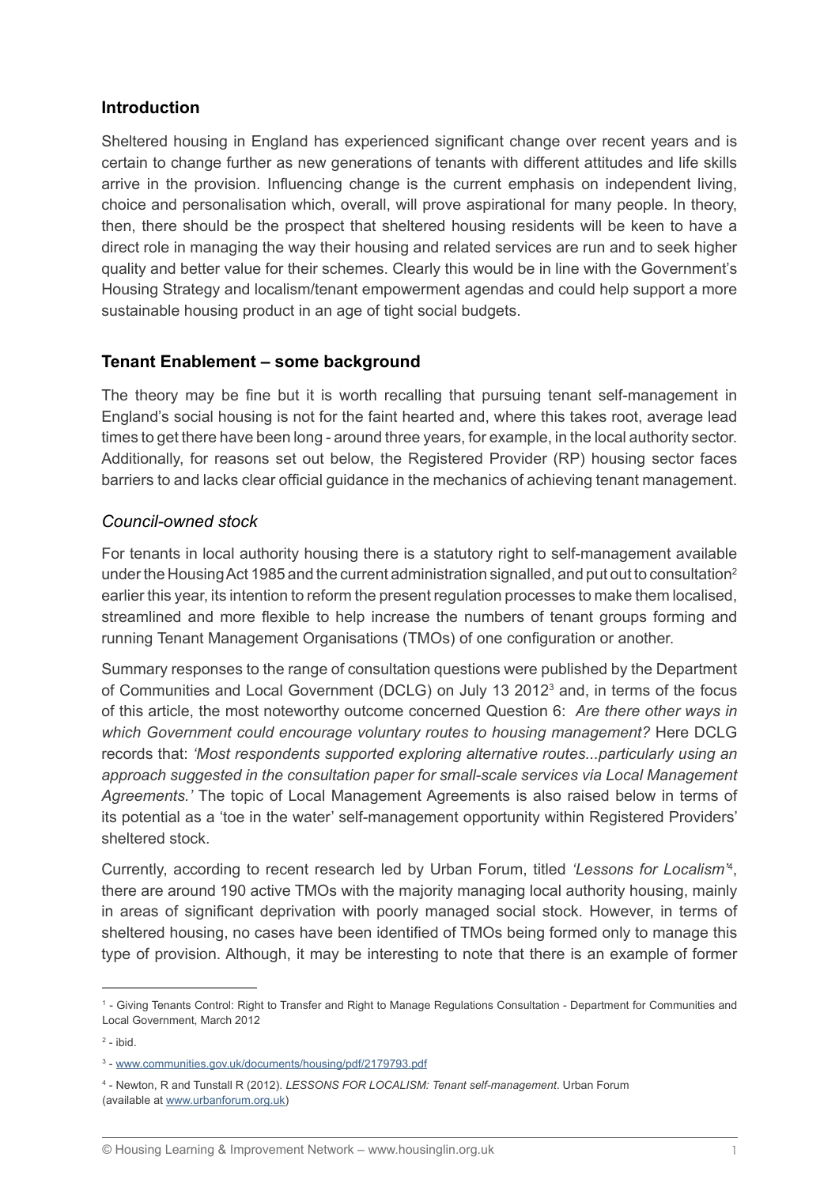## Introduction

Sheltered housing in England has experienced significant change over recent years and is certain to change further as new generations of tenants with different attitudes and life skills arrive in the provision. Influencing change is the current emphasis on independent living, choice and personalisation which, overall, will prove aspirational for many people. In theory, then, there should be the prospect that sheltered housing residents will be keen to have a direct role in managing the way their housing and related services are run and to seek higher quality and better value for their schemes. Clearly this would be in line with the Government's Housing Strategy and localism/tenant empowerment agendas and could help support a more sustainable housing product in an age of tight social budgets.

## Tenant Enablement – some background

The theory may be fine but it is worth recalling that pursuing tenant self-management in England's social housing is not for the faint hearted and, where this takes root, average lead times to get there have been long - around three years, for example, in the local authority sector. Additionally, for reasons set out below, the Registered Provider (RP) housing sector faces barriers to and lacks clear official guidance in the mechanics of achieving tenant management.

### *Council-owned stock*

For tenants in local authority housing there is a statutory right to self-management available under the Housing Act 1985 and the current administration signalled, and put out to consultation[2] earlier this year, its intention to reform the present regulation processes to make them localised, streamlined and more flexible to help increase the numbers of tenant groups forming and running Tenant Management Organisations (TMOs) of one configuration or another.

Summary responses to the range of consultation questions were published by the Department of Communities and Local Government (DCLG) on July 13 2012[3] and, in terms of the focus of this article, the most noteworthy outcome concerned Question 6: *Are there other ways in which Government could encourage voluntary routes to housing management?* Here DCLG records that: *'Most respondents supported exploring alternative routes...particularly using an approach suggested in the consultation paper for small-scale services via Local Management Agreements.'* The topic of Local Management Agreements is also raised below in terms of its potential as a 'toe in the water' self-management opportunity within Registered Providers' sheltered stock.

Currently, according to recent research led by Urban Forum, titled *'Lessons for Localism'*[4], there are around 190 active TMOs with the majority managing local authority housing, mainly in areas of significant deprivation with poorly managed social stock. However, in terms of sheltered housing, no cases have been identified of TMOs being formed only to manage this type of provision. Although, it may be interesting to note that there is an example of former

---

[1] - Giving Tenants Control: Right to Transfer and Right to Manage Regulations Consultation - Department for Communities and Local Government, March 2012

[2] - ibid.

[3] - www.communities.gov.uk/documents/housing/pdf/2179793.pdf

[4] - Newton, R and Tunstall R (2012). *LESSONS FOR LOCALISM: Tenant self-management*. Urban Forum (available at www.urbanforum.org.uk)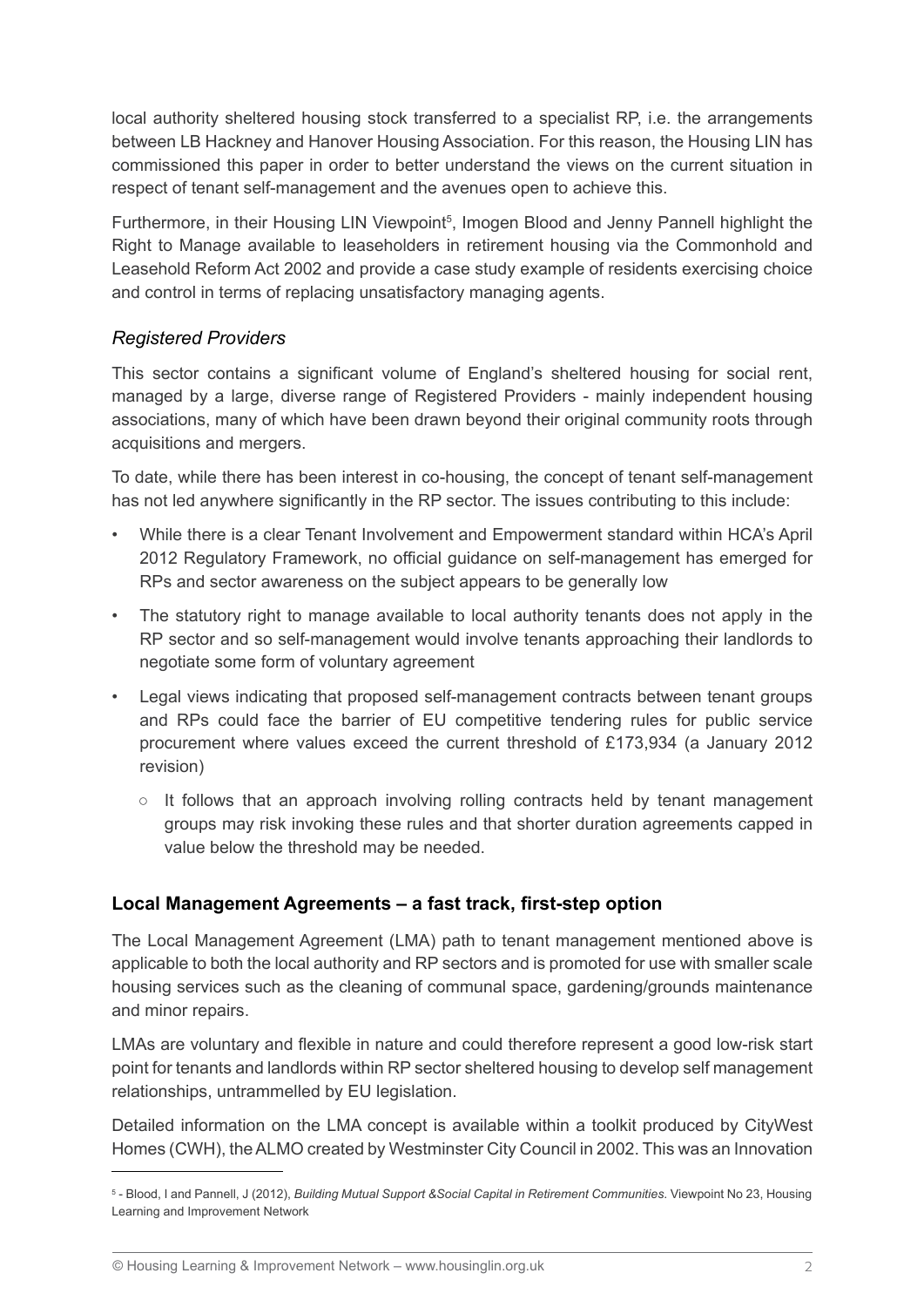local authority sheltered housing stock transferred to a specialist RP, i.e. the arrangements between LB Hackney and Hanover Housing Association. For this reason, the Housing LIN has commissioned this paper in order to better understand the views on the current situation in respect of tenant self-management and the avenues open to achieve this.

Furthermore, in their Housing LIN Viewpoint[5], Imogen Blood and Jenny Pannell highlight the Right to Manage available to leaseholders in retirement housing via the Commonhold and Leasehold Reform Act 2002 and provide a case study example of residents exercising choice and control in terms of replacing unsatisfactory managing agents.

### *Registered Providers*

This sector contains a significant volume of England's sheltered housing for social rent, managed by a large, diverse range of Registered Providers - mainly independent housing associations, many of which have been drawn beyond their original community roots through acquisitions and mergers.

To date, while there has been interest in co-housing, the concept of tenant self-management has not led anywhere significantly in the RP sector. The issues contributing to this include:

- While there is a clear Tenant Involvement and Empowerment standard within HCA's April 2012 Regulatory Framework, no official guidance on self-management has emerged for RPs and sector awareness on the subject appears to be generally low
- The statutory right to manage available to local authority tenants does not apply in the RP sector and so self-management would involve tenants approaching their landlords to negotiate some form of voluntary agreement
- Legal views indicating that proposed self-management contracts between tenant groups and RPs could face the barrier of EU competitive tendering rules for public service procurement where values exceed the current threshold of £173,934 (a January 2012 revision)
    - It follows that an approach involving rolling contracts held by tenant management groups may risk invoking these rules and that shorter duration agreements capped in value below the threshold may be needed.

## Local Management Agreements – a fast track, first-step option

The Local Management Agreement (LMA) path to tenant management mentioned above is applicable to both the local authority and RP sectors and is promoted for use with smaller scale housing services such as the cleaning of communal space, gardening/grounds maintenance and minor repairs.

LMAs are voluntary and flexible in nature and could therefore represent a good low-risk start point for tenants and landlords within RP sector sheltered housing to develop self management relationships, untrammelled by EU legislation.

Detailed information on the LMA concept is available within a toolkit produced by CityWest Homes (CWH), the ALMO created by Westminster City Council in 2002. This was an Innovation

[5] - Blood, I and Pannell, J (2012), *Building Mutual Support &Social Capital in Retirement Communities*. Viewpoint No 23, Housing Learning and Improvement Network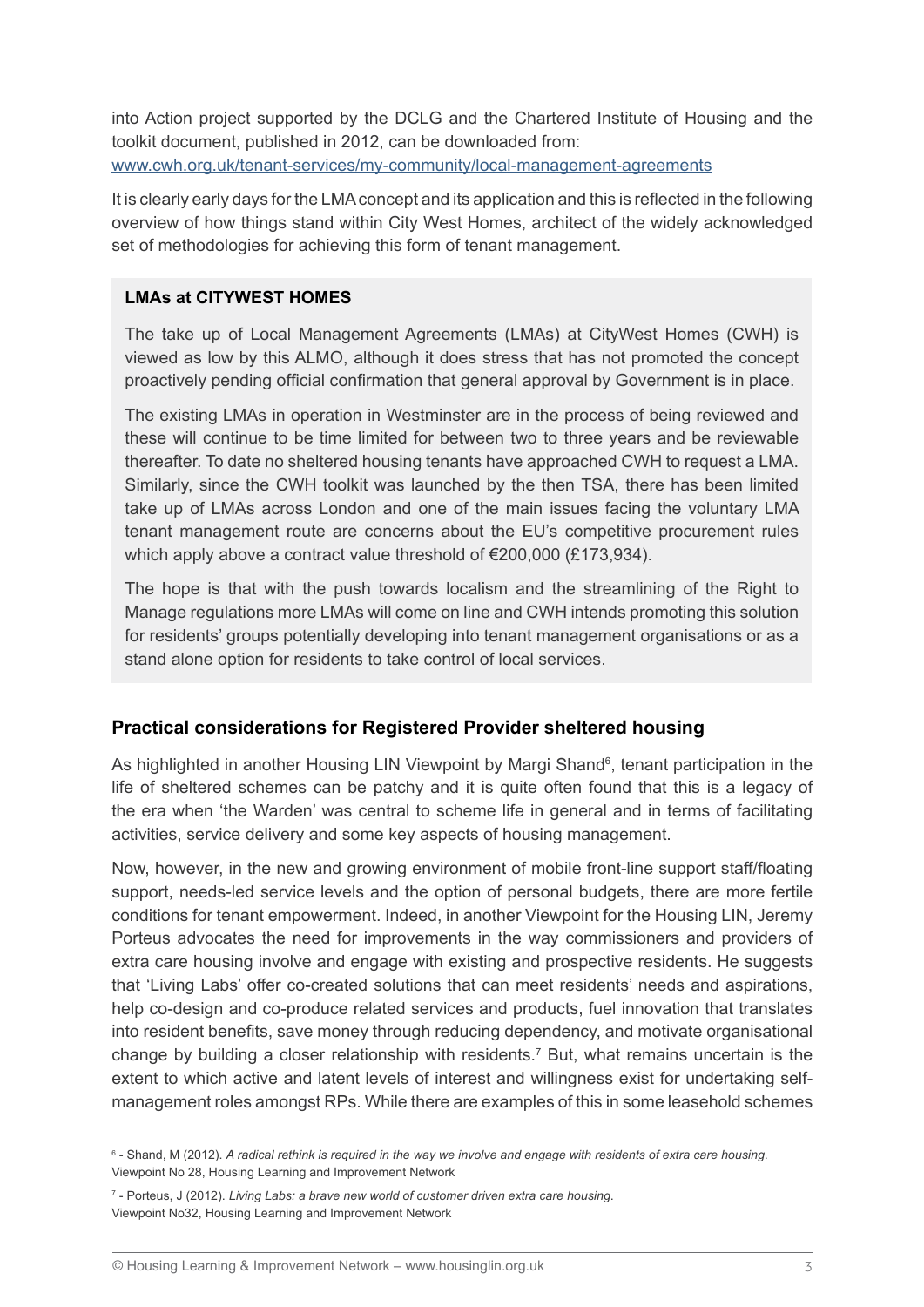into Action project supported by the DCLG and the Chartered Institute of Housing and the toolkit document, published in 2012, can be downloaded from: www.cwh.org.uk/tenant-services/my-community/local-management-agreements

It is clearly early days for the LMA concept and its application and this is reflected in the following overview of how things stand within City West Homes, architect of the widely acknowledged set of methodologies for achieving this form of tenant management.

**LMAs at CITYWEST HOMES**

The take up of Local Management Agreements (LMAs) at CityWest Homes (CWH) is viewed as low by this ALMO, although it does stress that has not promoted the concept proactively pending official confirmation that general approval by Government is in place.

The existing LMAs in operation in Westminster are in the process of being reviewed and these will continue to be time limited for between two to three years and be reviewable thereafter. To date no sheltered housing tenants have approached CWH to request a LMA. Similarly, since the CWH toolkit was launched by the then TSA, there has been limited take up of LMAs across London and one of the main issues facing the voluntary LMA tenant management route are concerns about the EU's competitive procurement rules which apply above a contract value threshold of €200,000 (£173,934).

The hope is that with the push towards localism and the streamlining of the Right to Manage regulations more LMAs will come on line and CWH intends promoting this solution for residents' groups potentially developing into tenant management organisations or as a stand alone option for residents to take control of local services.

### Practical considerations for Registered Provider sheltered housing

As highlighted in another Housing LIN Viewpoint by Margi Shand[6], tenant participation in the life of sheltered schemes can be patchy and it is quite often found that this is a legacy of the era when 'the Warden' was central to scheme life in general and in terms of facilitating activities, service delivery and some key aspects of housing management.

Now, however, in the new and growing environment of mobile front-line support staff/floating support, needs-led service levels and the option of personal budgets, there are more fertile conditions for tenant empowerment. Indeed, in another Viewpoint for the Housing LIN, Jeremy Porteus advocates the need for improvements in the way commissioners and providers of extra care housing involve and engage with existing and prospective residents. He suggests that 'Living Labs' offer co-created solutions that can meet residents' needs and aspirations, help co-design and co-produce related services and products, fuel innovation that translates into resident benefits, save money through reducing dependency, and motivate organisational change by building a closer relationship with residents.[7] But, what remains uncertain is the extent to which active and latent levels of interest and willingness exist for undertaking self-management roles amongst RPs. While there are examples of this in some leasehold schemes

---

[6] - Shand, M (2012). *A radical rethink is required in the way we involve and engage with residents of extra care housing.* Viewpoint No 28, Housing Learning and Improvement Network

[7] - Porteus, J (2012). *Living Labs: a brave new world of customer driven extra care housing.* Viewpoint No32, Housing Learning and Improvement Network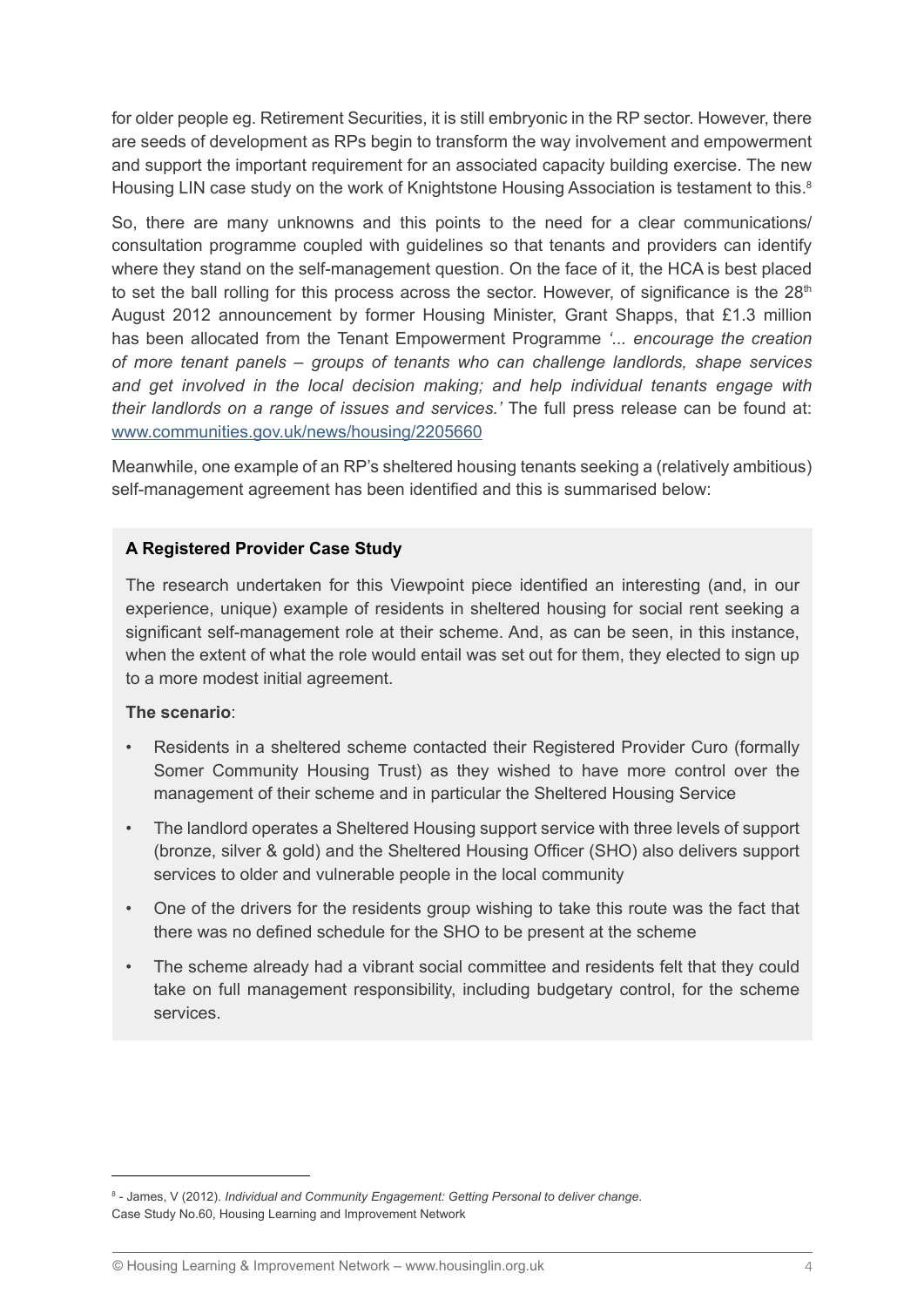for older people eg. Retirement Securities, it is still embryonic in the RP sector. However, there are seeds of development as RPs begin to transform the way involvement and empowerment and support the important requirement for an associated capacity building exercise. The new Housing LIN case study on the work of Knightstone Housing Association is testament to this.[8]

So, there are many unknowns and this points to the need for a clear communications/consultation programme coupled with guidelines so that tenants and providers can identify where they stand on the self-management question. On the face of it, the HCA is best placed to set the ball rolling for this process across the sector. However, of significance is the 28th August 2012 announcement by former Housing Minister, Grant Shapps, that £1.3 million has been allocated from the Tenant Empowerment Programme *'... encourage the creation of more tenant panels – groups of tenants who can challenge landlords, shape services and get involved in the local decision making; and help individual tenants engage with their landlords on a range of issues and services.'* The full press release can be found at: www.communities.gov.uk/news/housing/2205660

Meanwhile, one example of an RP's sheltered housing tenants seeking a (relatively ambitious) self-management agreement has been identified and this is summarised below:

**A Registered Provider Case Study**

The research undertaken for this Viewpoint piece identified an interesting (and, in our experience, unique) example of residents in sheltered housing for social rent seeking a significant self-management role at their scheme. And, as can be seen, in this instance, when the extent of what the role would entail was set out for them, they elected to sign up to a more modest initial agreement.

**The scenario**:

- Residents in a sheltered scheme contacted their Registered Provider Curo (formally Somer Community Housing Trust) as they wished to have more control over the management of their scheme and in particular the Sheltered Housing Service
- The landlord operates a Sheltered Housing support service with three levels of support (bronze, silver & gold) and the Sheltered Housing Officer (SHO) also delivers support services to older and vulnerable people in the local community
- One of the drivers for the residents group wishing to take this route was the fact that there was no defined schedule for the SHO to be present at the scheme
- The scheme already had a vibrant social committee and residents felt that they could take on full management responsibility, including budgetary control, for the scheme services.

[8] - James, V (2012). *Individual and Community Engagement: Getting Personal to deliver change.* Case Study No.60, Housing Learning and Improvement Network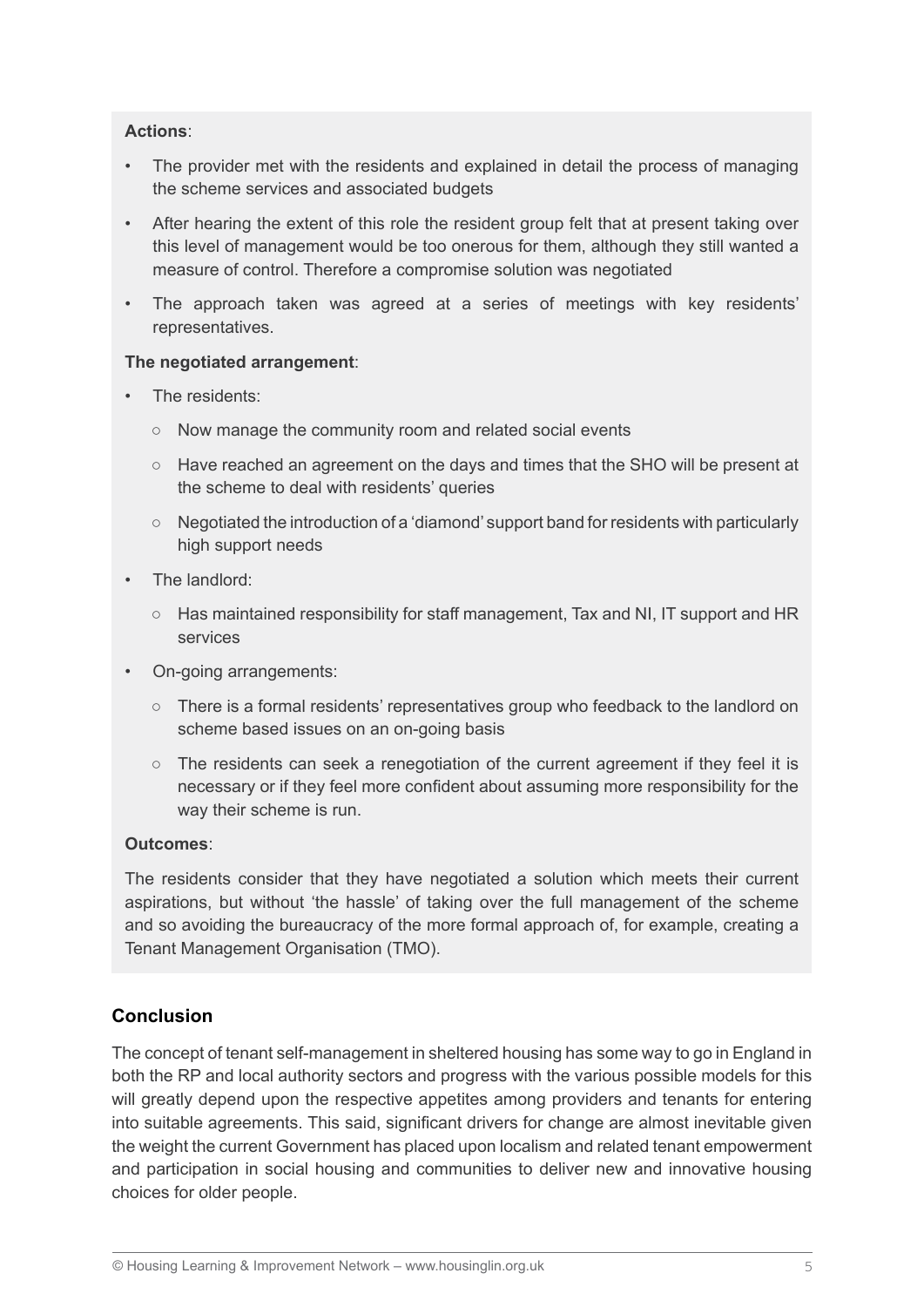**Actions**:

- The provider met with the residents and explained in detail the process of managing the scheme services and associated budgets
- After hearing the extent of this role the resident group felt that at present taking over this level of management would be too onerous for them, although they still wanted a measure of control. Therefore a compromise solution was negotiated
- The approach taken was agreed at a series of meetings with key residents' representatives.

**The negotiated arrangement**:

- The residents:
  - Now manage the community room and related social events
  - Have reached an agreement on the days and times that the SHO will be present at the scheme to deal with residents' queries
  - Negotiated the introduction of a 'diamond' support band for residents with particularly high support needs
- The landlord:
  - Has maintained responsibility for staff management, Tax and NI, IT support and HR services
- On-going arrangements:
  - There is a formal residents' representatives group who feedback to the landlord on scheme based issues on an on-going basis
  - The residents can seek a renegotiation of the current agreement if they feel it is necessary or if they feel more confident about assuming more responsibility for the way their scheme is run.

**Outcomes**:

The residents consider that they have negotiated a solution which meets their current aspirations, but without 'the hassle' of taking over the full management of the scheme and so avoiding the bureaucracy of the more formal approach of, for example, creating a Tenant Management Organisation (TMO).

## Conclusion

The concept of tenant self-management in sheltered housing has some way to go in England in both the RP and local authority sectors and progress with the various possible models for this will greatly depend upon the respective appetites among providers and tenants for entering into suitable agreements. This said, significant drivers for change are almost inevitable given the weight the current Government has placed upon localism and related tenant empowerment and participation in social housing and communities to deliver new and innovative housing choices for older people.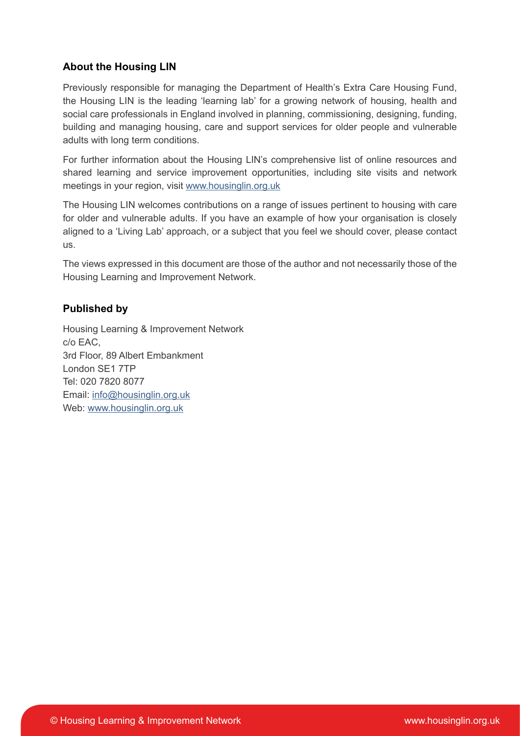### About the Housing LIN

Previously responsible for managing the Department of Health's Extra Care Housing Fund, the Housing LIN is the leading 'learning lab' for a growing network of housing, health and social care professionals in England involved in planning, commissioning, designing, funding, building and managing housing, care and support services for older people and vulnerable adults with long term conditions.

For further information about the Housing LIN's comprehensive list of online resources and shared learning and service improvement opportunities, including site visits and network meetings in your region, visit www.housinglin.org.uk

The Housing LIN welcomes contributions on a range of issues pertinent to housing with care for older and vulnerable adults. If you have an example of how your organisation is closely aligned to a 'Living Lab' approach, or a subject that you feel we should cover, please contact us.

The views expressed in this document are those of the author and not necessarily those of the Housing Learning and Improvement Network.

### Published by

Housing Learning & Improvement Network
c/o EAC,
3rd Floor, 89 Albert Embankment
London SE1 7TP
Tel: 020 7820 8077
Email: info@housinglin.org.uk
Web: www.housinglin.org.uk

© Housing Learning & Improvement Network